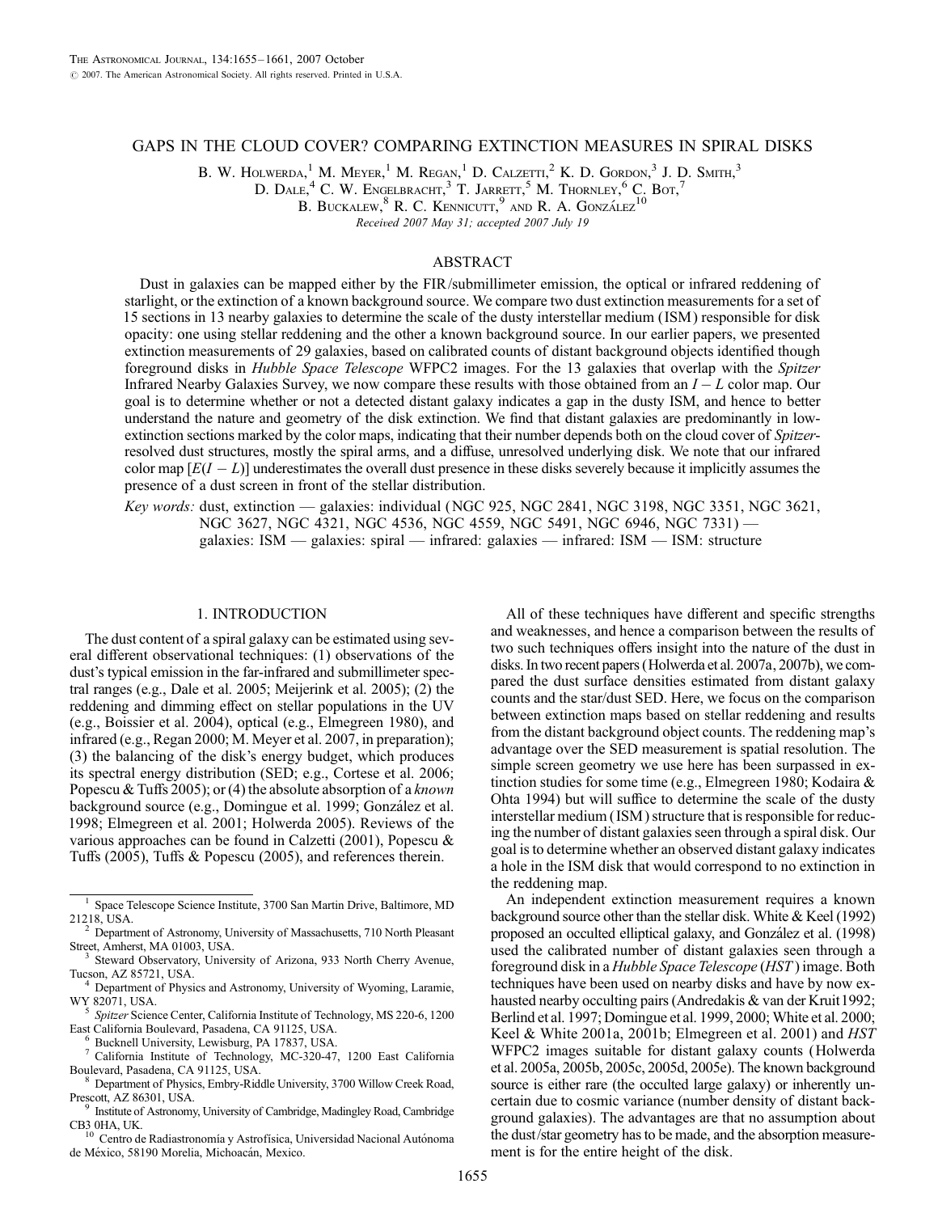# GAPS IN THE CLOUD COVER? COMPARING EXTINCTION MEASURES IN SPIRAL DISKS

B. W. Holwerda,[1] M. Meyer,[1] M. Regan,[1] D. Calzetti,[2] K. D. Gordon,[3] J. D. Smith,[3] D. Dale,[4] C. W. Engelbracht,[3] T. Jarrett,[5] M. Thornley,[6] C. Bot,[7] B. Buckalew,[8] R. C. Kennicutt,[9] and R. A. González[10]

*Received 2007 May 31; accepted 2007 July 19*

## ABSTRACT

Dust in galaxies can be mapped either by the FIR/submillimeter emission, the optical or infrared reddening of starlight, or the extinction of a known background source. We compare two dust extinction measurements for a set of 15 sections in 13 nearby galaxies to determine the scale of the dusty interstellar medium (ISM) responsible for disk opacity: one using stellar reddening and the other a known background source. In our earlier papers, we presented extinction measurements of 29 galaxies, based on calibrated counts of distant background objects identified though foreground disks in *Hubble Space Telescope* WFPC2 images. For the 13 galaxies that overlap with the *Spitzer* Infrared Nearby Galaxies Survey, we now compare these results with those obtained from an $I - L$ color map. Our goal is to determine whether or not a detected distant galaxy indicates a gap in the dusty ISM, and hence to better understand the nature and geometry of the disk extinction. We find that distant galaxies are predominantly in low-extinction sections marked by the color maps, indicating that their number depends both on the cloud cover of *Spitzer*-resolved dust structures, mostly the spiral arms, and a diffuse, unresolved underlying disk. We note that our infrared color map [$E(I - L)$] underestimates the overall dust presence in these disks severely because it implicitly assumes the presence of a dust screen in front of the stellar distribution.

*Key words:* dust, extinction — galaxies: individual (NGC 925, NGC 2841, NGC 3198, NGC 3351, NGC 3621, NGC 3627, NGC 4321, NGC 4536, NGC 4559, NGC 5491, NGC 6946, NGC 7331) — galaxies: ISM — galaxies: spiral — infrared: galaxies — infrared: ISM — ISM: structure

## 1. INTRODUCTION

The dust content of a spiral galaxy can be estimated using several different observational techniques: (1) observations of the dust's typical emission in the far-infrared and submillimeter spectral ranges (e.g., Dale et al. 2005; Meijerink et al. 2005); (2) the reddening and dimming effect on stellar populations in the UV (e.g., Boissier et al. 2004), optical (e.g., Elmegreen 1980), and infrared (e.g., Regan 2000; M. Meyer et al. 2007, in preparation); (3) the balancing of the disk's energy budget, which produces its spectral energy distribution (SED; e.g., Cortese et al. 2006; Popescu & Tuffs 2005); or (4) the absolute absorption of a *known* background source (e.g., Domingue et al. 1999; González et al. 1998; Elmegreen et al. 2001; Holwerda 2005). Reviews of the various approaches can be found in Calzetti (2001), Popescu & Tuffs (2005), Tuffs & Popescu (2005), and references therein.

All of these techniques have different and specific strengths and weaknesses, and hence a comparison between the results of two such techniques offers insight into the nature of the dust in disks. In two recent papers (Holwerda et al. 2007a, 2007b), we compared the dust surface densities estimated from distant galaxy counts and the star/dust SED. Here, we focus on the comparison between extinction maps based on stellar reddening and results from the distant background object counts. The reddening map's advantage over the SED measurement is spatial resolution. The simple screen geometry we use here has been surpassed in extinction studies for some time (e.g., Elmegreen 1980; Kodaira & Ohta 1994) but will suffice to determine the scale of the dusty interstellar medium (ISM) structure that is responsible for reducing the number of distant galaxies seen through a spiral disk. Our goal is to determine whether an observed distant galaxy indicates a hole in the ISM disk that would correspond to no extinction in the reddening map.

An independent extinction measurement requires a known background source other than the stellar disk. White & Keel (1992) proposed an occulted elliptical galaxy, and González et al. (1998) used the calibrated number of distant galaxies seen through a foreground disk in a *Hubble Space Telescope* (*HST*) image. Both techniques have been used on nearby disks and have by now exhausted nearby occulting pairs (Andredakis & van der Kruit 1992; Berlind et al. 1997; Domingue et al. 1999, 2000; White et al. 2000; Keel & White 2001a, 2001b; Elmegreen et al. 2001) and *HST* WFPC2 images suitable for distant galaxy counts (Holwerda et al. 2005a, 2005b, 2005c, 2005d, 2005e). The known background source is either rare (the occulted large galaxy) or inherently uncertain due to cosmic variance (number density of distant background galaxies). The advantages are that no assumption about the dust/star geometry has to be made, and the absorption measurement is for the entire height of the disk.

---

[1] Space Telescope Science Institute, 3700 San Martin Drive, Baltimore, MD 21218, USA.

[2] Department of Astronomy, University of Massachusetts, 710 North Pleasant Street, Amherst, MA 01003, USA.

[3] Steward Observatory, University of Arizona, 933 North Cherry Avenue, Tucson, AZ 85721, USA.

[4] Department of Physics and Astronomy, University of Wyoming, Laramie, WY 82071, USA.

[5] *Spitzer* Science Center, California Institute of Technology, MS 220-6, 1200 East California Boulevard, Pasadena, CA 91125, USA.

[6] Bucknell University, Lewisburg, PA 17837, USA.

[7] California Institute of Technology, MC-320-47, 1200 East California Boulevard, Pasadena, CA 91125, USA.

[8] Department of Physics, Embry-Riddle University, 3700 Willow Creek Road, Prescott, AZ 86301, USA.

[9] Institute of Astronomy, University of Cambridge, Madingley Road, Cambridge CB3 0HA, UK.

[10] Centro de Radiastronomía y Astrofísica, Universidad Nacional Autónoma de México, 58190 Morelia, Michoacán, Mexico.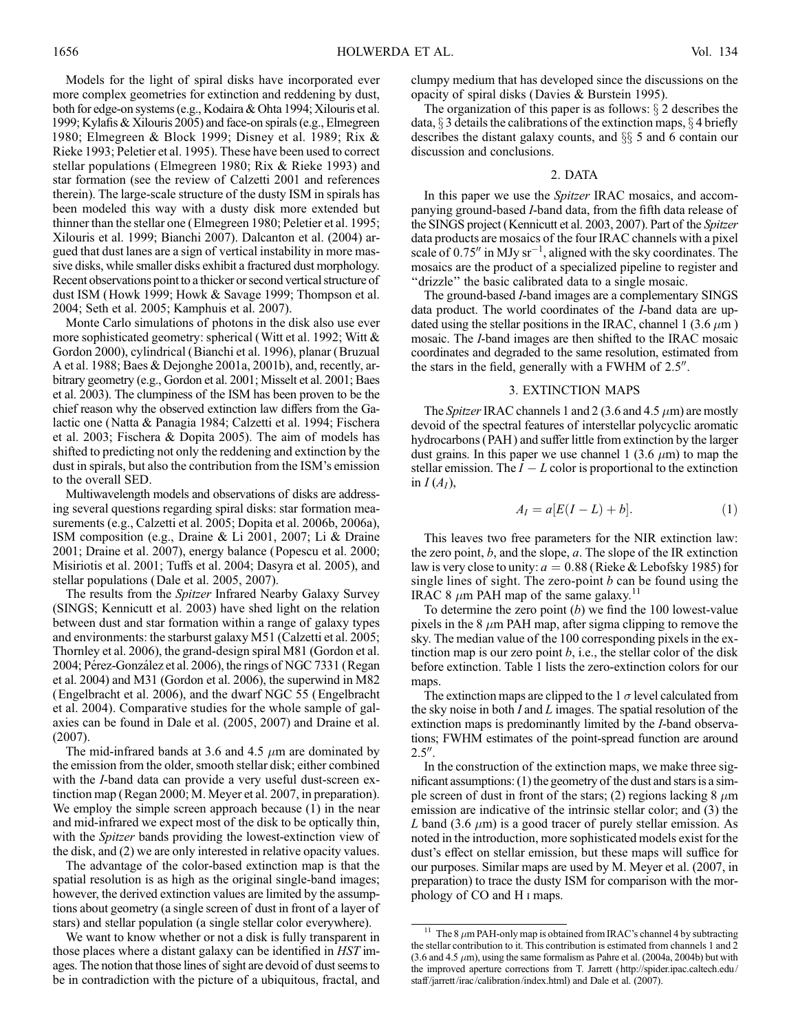Models for the light of spiral disks have incorporated ever more complex geometries for extinction and reddening by dust, both for edge-on systems (e.g., Kodaira & Ohta 1994; Xilouris et al. 1999; Kylafis & Xilouris 2005) and face-on spirals (e.g., Elmegreen 1980; Elmegreen & Block 1999; Disney et al. 1989; Rix & Rieke 1993; Peletier et al. 1995). These have been used to correct stellar populations (Elmegreen 1980; Rix & Rieke 1993) and star formation (see the review of Calzetti 2001 and references therein). The large-scale structure of the dusty ISM in spirals has been modeled this way with a dusty disk more extended but thinner than the stellar one (Elmegreen 1980; Peletier et al. 1995; Xilouris et al. 1999; Bianchi 2007). Dalcanton et al. (2004) argued that dust lanes are a sign of vertical instability in more massive disks, while smaller disks exhibit a fractured dust morphology. Recent observations point to a thicker or second vertical structure of dust ISM (Howk 1999; Howk & Savage 1999; Thompson et al. 2004; Seth et al. 2005; Kamphuis et al. 2007).

Monte Carlo simulations of photons in the disk also use ever more sophisticated geometry: spherical (Witt et al. 1992; Witt & Gordon 2000), cylindrical (Bianchi et al. 1996), planar (Bruzual A et al. 1988; Baes & Dejonghe 2001a, 2001b), and, recently, arbitrary geometry (e.g., Gordon et al. 2001; Misselt et al. 2001; Baes et al. 2003). The clumpiness of the ISM has been proven to be the chief reason why the observed extinction law differs from the Galactic one (Natta & Panagia 1984; Calzetti et al. 1994; Fischera et al. 2003; Fischera & Dopita 2005). The aim of models has shifted to predicting not only the reddening and extinction by the dust in spirals, but also the contribution from the ISM's emission to the overall SED.

Multiwavelength models and observations of disks are addressing several questions regarding spiral disks: star formation measurements (e.g., Calzetti et al. 2005; Dopita et al. 2006b, 2006a), ISM composition (e.g., Draine & Li 2001, 2007; Li & Draine 2001; Draine et al. 2007), energy balance (Popescu et al. 2000; Misiriotis et al. 2001; Tuffs et al. 2004; Dasyra et al. 2005), and stellar populations (Dale et al. 2005, 2007).

The results from the *Spitzer* Infrared Nearby Galaxy Survey (SINGS; Kennicutt et al. 2003) have shed light on the relation between dust and star formation within a range of galaxy types and environments: the starburst galaxy M51 (Calzetti et al. 2005; Thornley et al. 2006), the grand-design spiral M81 (Gordon et al. 2004; Pérez-González et al. 2006), the rings of NGC 7331 (Regan et al. 2004) and M31 (Gordon et al. 2006), the superwind in M82 (Engelbracht et al. 2006), and the dwarf NGC 55 (Engelbracht et al. 2004). Comparative studies for the whole sample of galaxies can be found in Dale et al. (2005, 2007) and Draine et al. (2007).

The mid-infrared bands at 3.6 and 4.5 $\mu$m are dominated by the emission from the older, smooth stellar disk; either combined with the *I*-band data can provide a very useful dust-screen extinction map (Regan 2000; M. Meyer et al. 2007, in preparation). We employ the simple screen approach because (1) in the near and mid-infrared we expect most of the disk to be optically thin, with the *Spitzer* bands providing the lowest-extinction view of the disk, and (2) we are only interested in relative opacity values.

The advantage of the color-based extinction map is that the spatial resolution is as high as the original single-band images; however, the derived extinction values are limited by the assumptions about geometry (a single screen of dust in front of a layer of stars) and stellar population (a single stellar color everywhere).

We want to know whether or not a disk is fully transparent in those places where a distant galaxy can be identified in *HST* images. The notion that those lines of sight are devoid of dust seems to be in contradiction with the picture of a ubiquitous, fractal, and clumpy medium that has developed since the discussions on the opacity of spiral disks (Davies & Burstein 1995).

The organization of this paper is as follows: § 2 describes the data, § 3 details the calibrations of the extinction maps, § 4 briefly describes the distant galaxy counts, and §§ 5 and 6 contain our discussion and conclusions.

## 2. DATA

In this paper we use the *Spitzer* IRAC mosaics, and accompanying ground-based *I*-band data, from the fifth data release of the SINGS project (Kennicutt et al. 2003, 2007). Part of the *Spitzer* data products are mosaics of the four IRAC channels with a pixel scale of 0.75″ in MJy sr$^{-1}$, aligned with the sky coordinates. The mosaics are the product of a specialized pipeline to register and "drizzle" the basic calibrated data to a single mosaic.

The ground-based *I*-band images are a complementary SINGS data product. The world coordinates of the *I*-band data are updated using the stellar positions in the IRAC, channel 1 (3.6 $\mu$m) mosaic. The *I*-band images are then shifted to the IRAC mosaic coordinates and degraded to the same resolution, estimated from the stars in the field, generally with a FWHM of 2.5″.

## 3. EXTINCTION MAPS

The *Spitzer* IRAC channels 1 and 2 (3.6 and 4.5 $\mu$m) are mostly devoid of the spectral features of interstellar polycyclic aromatic hydrocarbons (PAH) and suffer little from extinction by the larger dust grains. In this paper we use channel 1 (3.6 $\mu$m) to map the stellar emission. The $I - L$ color is proportional to the extinction in $I$ ($A_I$),

$$A_I = a[E(I - L) + b]. \tag{1}$$

This leaves two free parameters for the NIR extinction law: the zero point, $b$, and the slope, $a$. The slope of the IR extinction law is very close to unity: $a = 0.88$ (Rieke & Lebofsky 1985) for single lines of sight. The zero-point $b$ can be found using the IRAC 8 $\mu$m PAH map of the same galaxy.[11]

To determine the zero point ($b$) we find the 100 lowest-value pixels in the 8 $\mu$m PAH map, after sigma clipping to remove the sky. The median value of the 100 corresponding pixels in the extinction map is our zero point $b$, i.e., the stellar color of the disk before extinction. Table 1 lists the zero-extinction colors for our maps.

The extinction maps are clipped to the 1 $\sigma$ level calculated from the sky noise in both $I$ and $L$ images. The spatial resolution of the extinction maps is predominantly limited by the *I*-band observations; FWHM estimates of the point-spread function are around 2.5″.

In the construction of the extinction maps, we make three significant assumptions: (1) the geometry of the dust and stars is a simple screen of dust in front of the stars; (2) regions lacking 8 $\mu$m emission are indicative of the intrinsic stellar color; and (3) the $L$ band (3.6 $\mu$m) is a good tracer of purely stellar emission. As noted in the introduction, more sophisticated models exist for the dust's effect on stellar emission, but these maps will suffice for our purposes. Similar maps are used by M. Meyer et al. (2007, in preparation) to trace the dusty ISM for comparison with the morphology of CO and H I maps.

[11] The 8 $\mu$m PAH-only map is obtained from IRAC's channel 4 by subtracting the stellar contribution to it. This contribution is estimated from channels 1 and 2 (3.6 and 4.5 $\mu$m), using the same formalism as Pahre et al. (2004a, 2004b) but with the improved aperture corrections from T. Jarrett (http://spider.ipac.caltech.edu/staff/jarrett/irac/calibration/index.html) and Dale et al. (2007).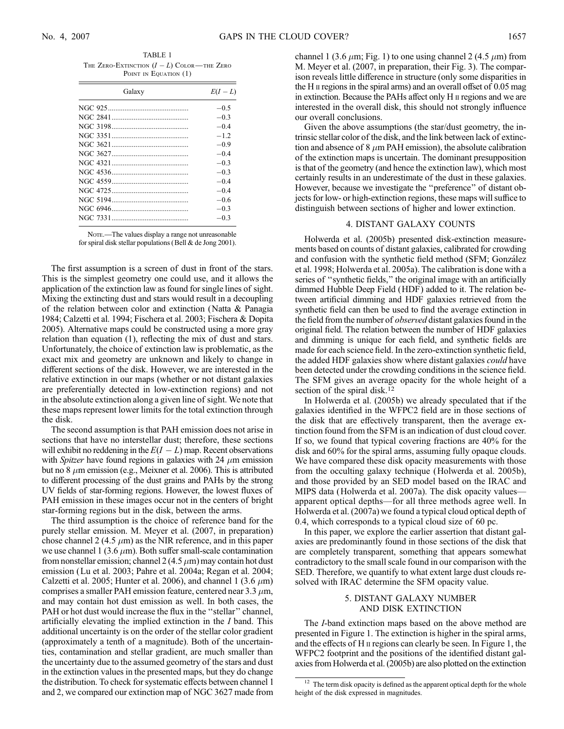TABLE 1

The Zero-Extinction $(I - L)$ Color—the Zero Point in Equation (1)

| Galaxy | $E(I - L)$ |
|---|---|
| NGC 925 | −0.5 |
| NGC 2841 | −0.3 |
| NGC 3198 | −0.4 |
| NGC 3351 | −1.2 |
| NGC 3621 | −0.9 |
| NGC 3627 | −0.4 |
| NGC 4321 | −0.3 |
| NGC 4536 | −0.3 |
| NGC 4559 | −0.4 |
| NGC 4725 | −0.4 |
| NGC 5194 | −0.6 |
| NGC 6946 | −0.3 |
| NGC 7331 | −0.3 |

Note.—The values display a range not unreasonable for spiral disk stellar populations (Bell & de Jong 2001).

The first assumption is a screen of dust in front of the stars. This is the simplest geometry one could use, and it allows the application of the extinction law as found for single lines of sight. Mixing the extincting dust and stars would result in a decoupling of the relation between color and extinction (Natta & Panagia 1984; Calzetti et al. 1994; Fischera et al. 2003; Fischera & Dopita 2005). Alternative maps could be constructed using a more gray relation than equation (1), reflecting the mix of dust and stars. Unfortunately, the choice of extinction law is problematic, as the exact mix and geometry are unknown and likely to change in different sections of the disk. However, we are interested in the relative extinction in our maps (whether or not distant galaxies are preferentially detected in low-extinction regions) and not in the absolute extinction along a given line of sight. We note that these maps represent lower limits for the total extinction through the disk.

The second assumption is that PAH emission does not arise in sections that have no interstellar dust; therefore, these sections will exhibit no reddening in the $E(I - L)$ map. Recent observations with *Spitzer* have found regions in galaxies with 24 $\mu$m emission but no 8 $\mu$m emission (e.g., Meixner et al. 2006). This is attributed to different processing of the dust grains and PAHs by the strong UV fields of star-forming regions. However, the lowest fluxes of PAH emission in these images occur not in the centers of bright star-forming regions but in the disk, between the arms.

The third assumption is the choice of reference band for the purely stellar emission. M. Meyer et al. (2007, in preparation) chose channel 2 (4.5 $\mu$m) as the NIR reference, and in this paper we use channel 1 (3.6 $\mu$m). Both suffer small-scale contamination from nonstellar emission; channel 2 (4.5 $\mu$m) may contain hot dust emission (Lu et al. 2003; Pahre et al. 2004a; Regan et al. 2004; Calzetti et al. 2005; Hunter et al. 2006), and channel 1 (3.6 $\mu$m) comprises a smaller PAH emission feature, centered near 3.3 $\mu$m, and may contain hot dust emission as well. In both cases, the PAH or hot dust would increase the flux in the "stellar" channel, artificially elevating the implied extinction in the *I* band. This additional uncertainty is on the order of the stellar color gradient (approximately a tenth of a magnitude). Both of the uncertainties, contamination and stellar gradient, are much smaller than the uncertainty due to the assumed geometry of the stars and dust in the extinction values in the presented maps, but they do change the distribution. To check for systematic effects between channel 1 and 2, we compared our extinction map of NGC 3627 made from channel 1 (3.6 $\mu$m; Fig. 1) to one using channel 2 (4.5 $\mu$m) from M. Meyer et al. (2007, in preparation, their Fig. 3). The comparison reveals little difference in structure (only some disparities in the H II regions in the spiral arms) and an overall offset of 0.05 mag in extinction. Because the PAHs affect only H II regions and we are interested in the overall disk, this should not strongly influence our overall conclusions.

Given the above assumptions (the star/dust geometry, the intrinsic stellar color of the disk, and the link between lack of extinction and absence of 8 $\mu$m PAH emission), the absolute calibration of the extinction maps is uncertain. The dominant presupposition is that of the geometry (and hence the extinction law), which most certainly results in an underestimate of the dust in these galaxies. However, because we investigate the "preference" of distant objects for low- or high-extinction regions, these maps will suffice to distinguish between sections of higher and lower extinction.

## 4. DISTANT GALAXY COUNTS

Holwerda et al. (2005b) presented disk-extinction measurements based on counts of distant galaxies, calibrated for crowding and confusion with the synthetic field method (SFM; González et al. 1998; Holwerda et al. 2005a). The calibration is done with a series of "synthetic fields," the original image with an artificially dimmed Hubble Deep Field (HDF) added to it. The relation between artificial dimming and HDF galaxies retrieved from the synthetic field can then be used to find the average extinction in the field from the number of *observed* distant galaxies found in the original field. The relation between the number of HDF galaxies and dimming is unique for each field, and synthetic fields are made for each science field. In the zero-extinction synthetic field, the added HDF galaxies show where distant galaxies *could* have been detected under the crowding conditions in the science field. The SFM gives an average opacity for the whole height of a section of the spiral disk.[12]

In Holwerda et al. (2005b) we already speculated that if the galaxies identified in the WFPC2 field are in those sections of the disk that are effectively transparent, then the average extinction found from the SFM is an indication of dust cloud cover. If so, we found that typical covering fractions are 40% for the disk and 60% for the spiral arms, assuming fully opaque clouds. We have compared these disk opacity measurements with those from the occulting galaxy technique (Holwerda et al. 2005b), and those provided by an SED model based on the IRAC and MIPS data (Holwerda et al. 2007a). The disk opacity values—apparent optical depths—for all three methods agree well. In Holwerda et al. (2007a) we found a typical cloud optical depth of 0.4, which corresponds to a typical cloud size of 60 pc.

In this paper, we explore the earlier assertion that distant galaxies are predominantly found in those sections of the disk that are completely transparent, something that appears somewhat contradictory to the small scale found in our comparison with the SED. Therefore, we quantify to what extent large dust clouds resolved with IRAC determine the SFM opacity value.

## 5. DISTANT GALAXY NUMBER AND DISK EXTINCTION

The *I*-band extinction maps based on the above method are presented in Figure 1. The extinction is higher in the spiral arms, and the effects of H II regions can clearly be seen. In Figure 1, the WFPC2 footprint and the positions of the identified distant galaxies from Holwerda et al. (2005b) are also plotted on the extinction

[12] The term disk opacity is defined as the apparent optical depth for the whole height of the disk expressed in magnitudes.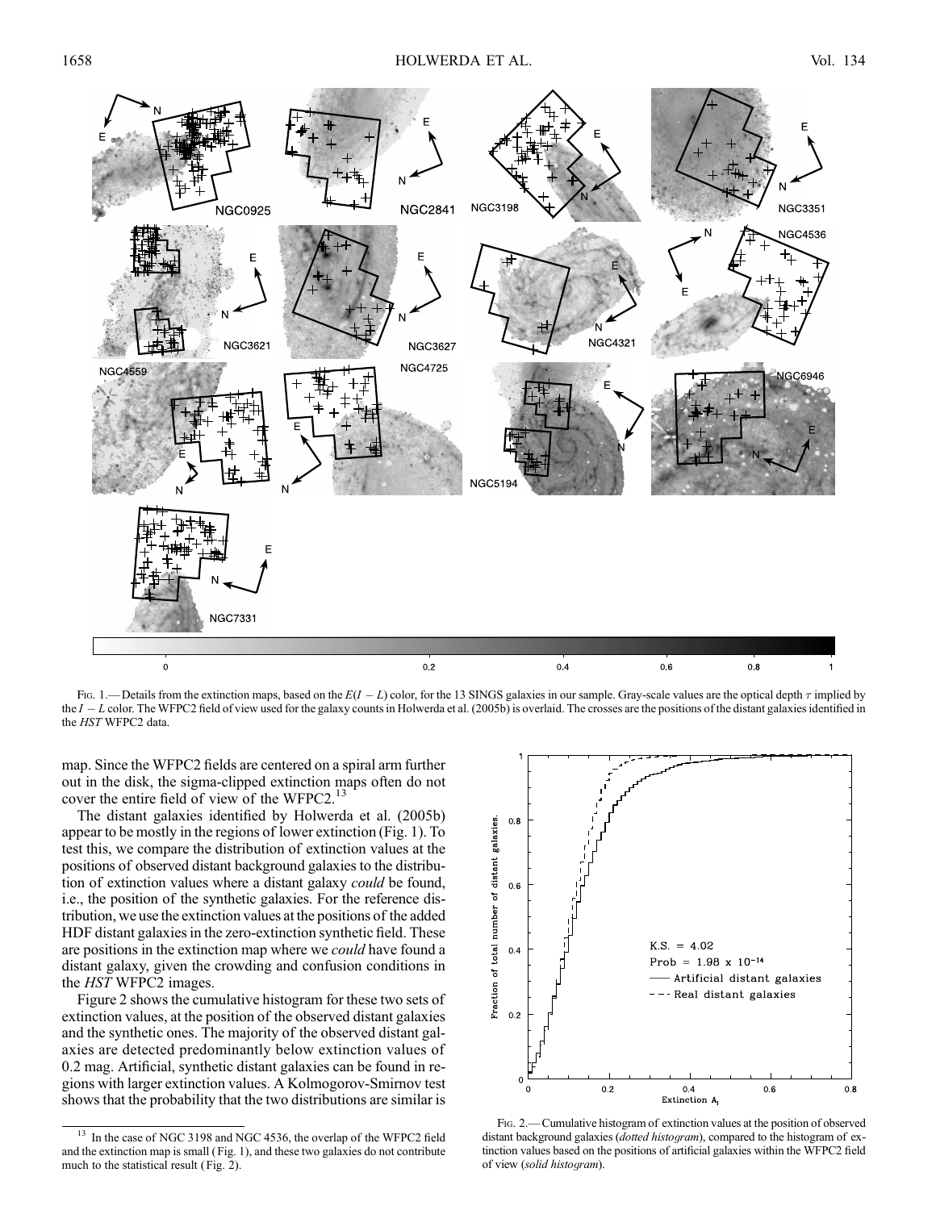FIG. 1.— Details from the extinction maps, based on the $E(I - L)$ color, for the 13 SINGS galaxies in our sample. Gray-scale values are the optical depth $\tau$ implied by the $I - L$ color. The WFPC2 field of view used for the galaxy counts in Holwerda et al. (2005b) is overlaid. The crosses are the positions of the distant galaxies identified in the *HST* WFPC2 data.

map. Since the WFPC2 fields are centered on a spiral arm further out in the disk, the sigma-clipped extinction maps often do not cover the entire field of view of the WFPC2.[13]

The distant galaxies identified by Holwerda et al. (2005b) appear to be mostly in the regions of lower extinction (Fig. 1). To test this, we compare the distribution of extinction values at the positions of observed distant background galaxies to the distribution of extinction values where a distant galaxy *could* be found, i.e., the position of the synthetic galaxies. For the reference distribution, we use the extinction values at the positions of the added HDF distant galaxies in the zero-extinction synthetic field. These are positions in the extinction map where we *could* have found a distant galaxy, given the crowding and confusion conditions in the *HST* WFPC2 images.

Figure 2 shows the cumulative histogram for these two sets of extinction values, at the position of the observed distant galaxies and the synthetic ones. The majority of the observed distant galaxies are detected predominantly below extinction values of 0.2 mag. Artificial, synthetic distant galaxies can be found in regions with larger extinction values. A Kolmogorov-Smirnov test shows that the probability that the two distributions are similar is

FIG. 2.— Cumulative histogram of extinction values at the position of observed distant background galaxies (*dotted histogram*), compared to the histogram of extinction values based on the positions of artificial galaxies within the WFPC2 field of view (*solid histogram*).

[13] In the case of NGC 3198 and NGC 4536, the overlap of the WFPC2 field and the extinction map is small (Fig. 1), and these two galaxies do not contribute much to the statistical result (Fig. 2).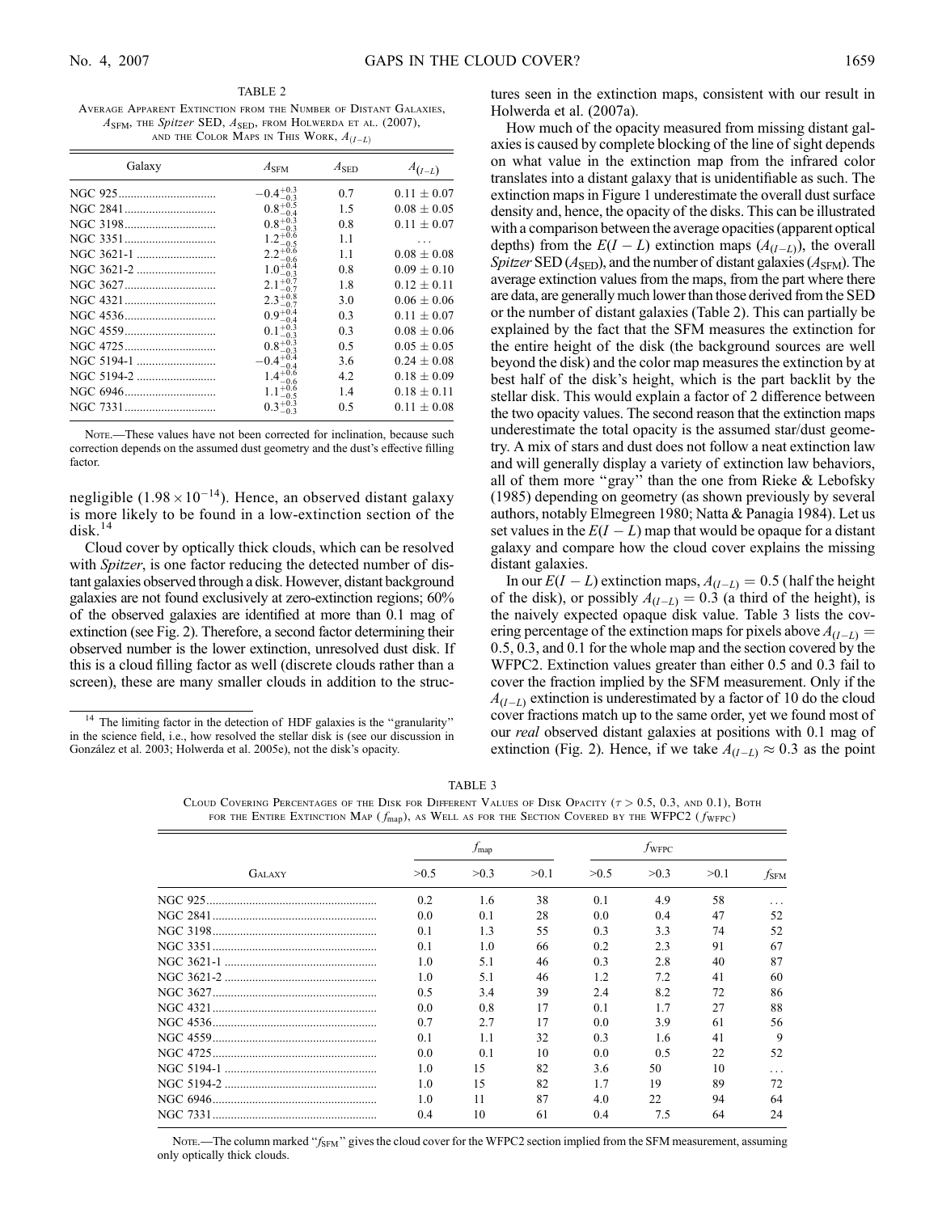TABLE 2

Average Apparent Extinction from the Number of Distant Galaxies, $A_{\rm SFM}$, the *Spitzer* SED, $A_{\rm SED}$, from Holwerda et al. (2007), and the Color Maps in This Work, $A_{(I-L)}$

| Galaxy | $A_{\rm SFM}$ | $A_{\rm SED}$ | $A_{(I-L)}$ |
|---|---|---|---|
| NGC 925 | $-0.4^{+0.3}_{-0.3}$ | 0.7 | $0.11 \pm 0.07$ |
| NGC 2841 | $0.8^{+0.5}_{-0.4}$ | 1.5 | $0.08 \pm 0.05$ |
| NGC 3198 | $0.8^{+0.3}_{-0.3}$ | 0.8 | $0.11 \pm 0.07$ |
| NGC 3351 | $1.2^{+0.6}_{-0.5}$ | 1.1 | ... |
| NGC 3621-1 | $2.2^{+0.6}_{-0.6}$ | 1.1 | $0.08 \pm 0.08$ |
| NGC 3621-2 | $1.0^{+0.4}_{-0.3}$ | 0.8 | $0.09 \pm 0.10$ |
| NGC 3627 | $2.1^{+0.7}_{-0.7}$ | 1.8 | $0.12 \pm 0.11$ |
| NGC 4321 | $2.3^{+0.8}_{-0.7}$ | 3.0 | $0.06 \pm 0.06$ |
| NGC 4536 | $0.9^{+0.4}_{-0.4}$ | 0.3 | $0.11 \pm 0.07$ |
| NGC 4559 | $0.1^{+0.3}_{-0.3}$ | 0.3 | $0.08 \pm 0.06$ |
| NGC 4725 | $0.8^{+0.3}_{-0.3}$ | 0.5 | $0.05 \pm 0.05$ |
| NGC 5194-1 | $-0.4^{+0.4}_{-0.4}$ | 3.6 | $0.24 \pm 0.08$ |
| NGC 5194-2 | $1.4^{+0.6}_{-0.6}$ | 4.2 | $0.18 \pm 0.09$ |
| NGC 6946 | $1.1^{+0.6}_{-0.5}$ | 1.4 | $0.18 \pm 0.11$ |
| NGC 7331 | $0.3^{+0.3}_{-0.3}$ | 0.5 | $0.11 \pm 0.08$ |

Note.—These values have not been corrected for inclination, because such correction depends on the assumed dust geometry and the dust's effective filling factor.

negligible ($1.98 \times 10^{-14}$). Hence, an observed distant galaxy is more likely to be found in a low-extinction section of the disk.[14]

Cloud cover by optically thick clouds, which can be resolved with *Spitzer*, is one factor reducing the detected number of distant galaxies observed through a disk. However, distant background galaxies are not found exclusively at zero-extinction regions; 60% of the observed galaxies are identified at more than 0.1 mag of extinction (see Fig. 2). Therefore, a second factor determining their observed number is the lower extinction, unresolved dust disk. If this is a cloud filling factor as well (discrete clouds rather than a screen), these are many smaller clouds in addition to the structures seen in the extinction maps, consistent with our result in Holwerda et al. (2007a).

How much of the opacity measured from missing distant galaxies is caused by complete blocking of the line of sight depends on what value in the extinction map from the infrared color translates into a distant galaxy that is unidentifiable as such. The extinction maps in Figure 1 underestimate the overall dust surface density and, hence, the opacity of the disks. This can be illustrated with a comparison between the average opacities (apparent optical depths) from the $E(I-L)$ extinction maps ($A_{(I-L)}$), the overall *Spitzer* SED ($A_{\rm SED}$), and the number of distant galaxies ($A_{\rm SFM}$). The average extinction values from the maps, from the part where there are data, are generally much lower than those derived from the SED or the number of distant galaxies (Table 2). This can partially be explained by the fact that the SFM measures the extinction for the entire height of the disk (the background sources are well beyond the disk) and the color map measures the extinction by at best half of the disk's height, which is the part backlit by the stellar disk. This would explain a factor of 2 difference between the two opacity values. The second reason that the extinction maps underestimate the total opacity is the assumed star/dust geometry. A mix of stars and dust does not follow a neat extinction law and will generally display a variety of extinction law behaviors, all of them more "gray" than the one from Rieke & Lebofsky (1985) depending on geometry (as shown previously by several authors, notably Elmegreen 1980; Natta & Panagia 1984). Let us set values in the $E(I-L)$ map that would be opaque for a distant galaxy and compare how the cloud cover explains the missing distant galaxies.

In our $E(I-L)$ extinction maps, $A_{(I-L)} = 0.5$ (half the height of the disk), or possibly $A_{(I-L)} = 0.3$ (a third of the height), is the naively expected opaque disk value. Table 3 lists the covering percentage of the extinction maps for pixels above $A_{(I-L)} =$ 0.5, 0.3, and 0.1 for the whole map and the section covered by the WFPC2. Extinction values greater than either 0.5 and 0.3 fail to cover the fraction implied by the SFM measurement. Only if the $A_{(I-L)}$ extinction is underestimated by a factor of 10 do the cloud cover fractions match up to the same order, yet we found most of our *real* observed distant galaxies at positions with 0.1 mag of extinction (Fig. 2). Hence, if we take $A_{(I-L)} \approx 0.3$ as the point

[14] The limiting factor in the detection of HDF galaxies is the "granularity" in the science field, i.e., how resolved the stellar disk is (see our discussion in González et al. 2003; Holwerda et al. 2005e), not the disk's opacity.

TABLE 3

Cloud Covering Percentages of the Disk for Different Values of Disk Opacity ($\tau > 0.5$, 0.3, and 0.1), Both for the Entire Extinction Map ($f_{\rm map}$), as Well as for the Section Covered by the WFPC2 ($f_{\rm WFPC}$)

| | $f_{\rm map}$ | | | $f_{\rm WFPC}$ | | | |
|---|---|---|---|---|---|---|---|
| Galaxy | >0.5 | >0.3 | >0.1 | >0.5 | >0.3 | >0.1 | $f_{\rm SFM}$ |
| NGC 925 | 0.2 | 1.6 | 38 | 0.1 | 4.9 | 58 | ... |
| NGC 2841 | 0.0 | 0.1 | 28 | 0.0 | 0.4 | 47 | 52 |
| NGC 3198 | 0.1 | 1.3 | 55 | 0.3 | 3.3 | 74 | 52 |
| NGC 3351 | 0.1 | 1.0 | 66 | 0.2 | 2.3 | 91 | 67 |
| NGC 3621-1 | 1.0 | 5.1 | 46 | 0.3 | 2.8 | 40 | 87 |
| NGC 3621-2 | 1.0 | 5.1 | 46 | 1.2 | 7.2 | 41 | 60 |
| NGC 3627 | 0.5 | 3.4 | 39 | 2.4 | 8.2 | 72 | 86 |
| NGC 4321 | 0.0 | 0.8 | 17 | 0.1 | 1.7 | 27 | 88 |
| NGC 4536 | 0.7 | 2.7 | 17 | 0.0 | 3.9 | 61 | 56 |
| NGC 4559 | 0.1 | 1.1 | 32 | 0.3 | 1.6 | 41 | 9 |
| NGC 4725 | 0.0 | 0.1 | 10 | 0.0 | 0.5 | 22 | 52 |
| NGC 5194-1 | 1.0 | 15 | 82 | 3.6 | 50 | 10 | ... |
| NGC 5194-2 | 1.0 | 15 | 82 | 1.7 | 19 | 89 | 72 |
| NGC 6946 | 1.0 | 11 | 87 | 4.0 | 22 | 94 | 64 |
| NGC 7331 | 0.4 | 10 | 61 | 0.4 | 7.5 | 64 | 24 |

Note.—The column marked "$f_{\rm SFM}$" gives the cloud cover for the WFPC2 section implied from the SFM measurement, assuming only optically thick clouds.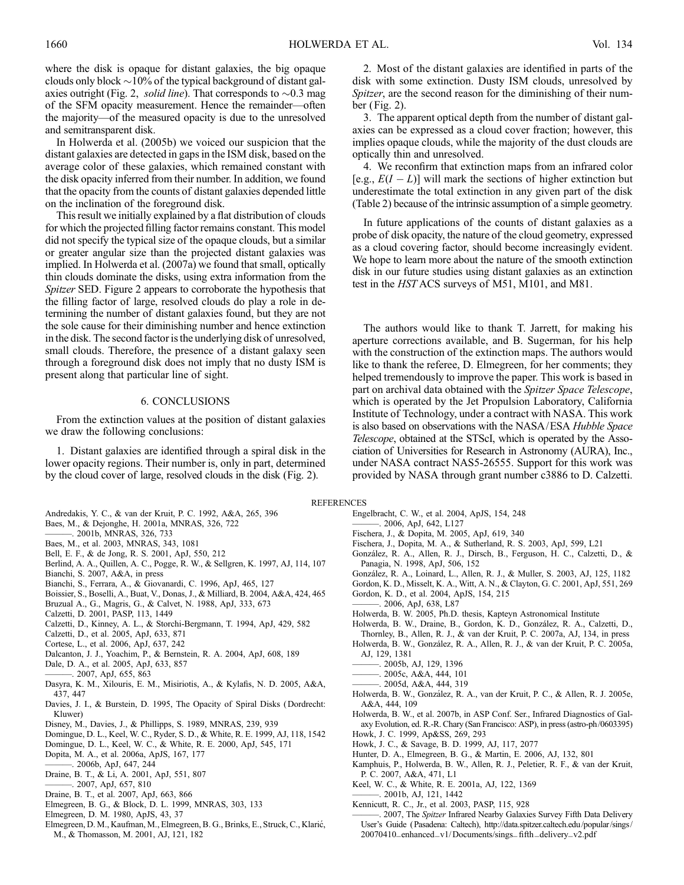where the disk is opaque for distant galaxies, the big opaque clouds only block ~10% of the typical background of distant galaxies outright (Fig. 2, *solid line*). That corresponds to ~0.3 mag of the SFM opacity measurement. Hence the remainder—often the majority—of the measured opacity is due to the unresolved and semitransparent disk.

In Holwerda et al. (2005b) we voiced our suspicion that the distant galaxies are detected in gaps in the ISM disk, based on the average color of these galaxies, which remained constant with the disk opacity inferred from their number. In addition, we found that the opacity from the counts of distant galaxies depended little on the inclination of the foreground disk.

This result we initially explained by a flat distribution of clouds for which the projected filling factor remains constant. This model did not specify the typical size of the opaque clouds, but a similar or greater angular size than the projected distant galaxies was implied. In Holwerda et al. (2007a) we found that small, optically thin clouds dominate the disks, using extra information from the *Spitzer* SED. Figure 2 appears to corroborate the hypothesis that the filling factor of large, resolved clouds do play a role in determining the number of distant galaxies found, but they are not the sole cause for their diminishing number and hence extinction in the disk. The second factor is the underlying disk of unresolved, small clouds. Therefore, the presence of a distant galaxy seen through a foreground disk does not imply that no dusty ISM is present along that particular line of sight.

## 6. CONCLUSIONS

From the extinction values at the position of distant galaxies we draw the following conclusions:

1. Distant galaxies are identified through a spiral disk in the lower opacity regions. Their number is, only in part, determined by the cloud cover of large, resolved clouds in the disk (Fig. 2).

2. Most of the distant galaxies are identified in parts of the disk with some extinction. Dusty ISM clouds, unresolved by *Spitzer*, are the second reason for the diminishing of their number (Fig. 2).

3. The apparent optical depth from the number of distant galaxies can be expressed as a cloud cover fraction; however, this implies opaque clouds, while the majority of the dust clouds are optically thin and unresolved.

4. We reconfirm that extinction maps from an infrared color [e.g., $E(I - L)$] will mark the sections of higher extinction but underestimate the total extinction in any given part of the disk (Table 2) because of the intrinsic assumption of a simple geometry.

In future applications of the counts of distant galaxies as a probe of disk opacity, the nature of the cloud geometry, expressed as a cloud covering factor, should become increasingly evident. We hope to learn more about the nature of the smooth extinction disk in our future studies using distant galaxies as an extinction test in the *HST* ACS surveys of M51, M101, and M81.

The authors would like to thank T. Jarrett, for making his aperture corrections available, and B. Sugerman, for his help with the construction of the extinction maps. The authors would like to thank the referee, D. Elmegreen, for her comments; they helped tremendously to improve the paper. This work is based in part on archival data obtained with the *Spitzer Space Telescope*, which is operated by the Jet Propulsion Laboratory, California Institute of Technology, under a contract with NASA. This work is also based on observations with the NASA/ESA *Hubble Space Telescope*, obtained at the STScI, which is operated by the Association of Universities for Research in Astronomy (AURA), Inc., under NASA contract NAS5-26555. Support for this work was provided by NASA through grant number c3886 to D. Calzetti.

## REFERENCES

Andredakis, Y. C., & van der Kruit, P. C. 1992, A&A, 265, 396
Baes, M., & Dejonghe, H. 2001a, MNRAS, 326, 722
———. 2001b, MNRAS, 326, 733
Baes, M., et al. 2003, MNRAS, 343, 1081
Bell, E. F., & de Jong, R. S. 2001, ApJ, 550, 212
Berlind, A. A., Quillen, A. C., Pogge, R. W., & Sellgren, K. 1997, AJ, 114, 107
Bianchi, S. 2007, A&A, in press
Bianchi, S., Ferrara, A., & Giovanardi, C. 1996, ApJ, 465, 127
Boissier, S., Boselli, A., Buat, V., Donas, J., & Milliard, B. 2004, A&A, 424, 465
Bruzual A., G., Magris, G., & Calvet, N. 1988, ApJ, 333, 673
Calzetti, D. 2001, PASP, 113, 1449
Calzetti, D., Kinney, A. L., & Storchi-Bergmann, T. 1994, ApJ, 429, 582
Calzetti, D., et al. 2005, ApJ, 633, 871
Cortese, L., et al. 2006, ApJ, 637, 242
Dalcanton, J. J., Yoachim, P., & Bernstein, R. A. 2004, ApJ, 608, 189
Dale, D. A., et al. 2005, ApJ, 633, 857
———. 2007, ApJ, 655, 863
Dasyra, K. M., Xilouris, E. M., Misiriotis, A., & Kylafis, N. D. 2005, A&A, 437, 447
Davies, J. I., & Burstein, D. 1995, The Opacity of Spiral Disks (Dordrecht: Kluwer)
Disney, M., Davies, J., & Phillipps, S. 1989, MNRAS, 239, 939
Domingue, D. L., Keel, W. C., Ryder, S. D., & White, R. E. 1999, AJ, 118, 1542
Domingue, D. L., Keel, W. C., & White, R. E. 2000, ApJ, 545, 171
Dopita, M. A., et al. 2006a, ApJS, 167, 177
———. 2006b, ApJ, 647, 244
Draine, B. T., & Li, A. 2001, ApJ, 551, 807
———. 2007, ApJ, 657, 810
Draine, B. T., et al. 2007, ApJ, 663, 866
Elmegreen, B. G., & Block, D. L. 1999, MNRAS, 303, 133
Elmegreen, D. M. 1980, ApJS, 43, 37
Elmegreen, D. M., Kaufman, M., Elmegreen, B. G., Brinks, E., Struck, C., Klarić, M., & Thomasson, M. 2001, AJ, 121, 182
Engelbracht, C. W., et al. 2004, ApJS, 154, 248
———. 2006, ApJ, 642, L127
Fischera, J., & Dopita, M. 2005, ApJ, 619, 340
Fischera, J., Dopita, M. A., & Sutherland, R. S. 2003, ApJ, 599, L21
González, R. A., Allen, R. J., Dirsch, B., Ferguson, H. C., Calzetti, D., & Panagia, N. 1998, ApJ, 506, 152
González, R. A., Loinard, L., Allen, R. J., & Muller, S. 2003, AJ, 125, 1182
Gordon, K. D., Misselt, K. A., Witt, A. N., & Clayton, G. C. 2001, ApJ, 551, 269
Gordon, K. D., et al. 2004, ApJS, 154, 215
———. 2006, ApJ, 638, L87
Holwerda, B. W. 2005, Ph.D. thesis, Kapteyn Astronomical Institute
Holwerda, B. W., Draine, B., Gordon, K. D., González, R. A., Calzetti, D., Thornley, B., Allen, R. J., & van der Kruit, P. C. 2007a, AJ, 134, in press
Holwerda, B. W., González, R. A., Allen, R. J., & van der Kruit, P. C. 2005a, AJ, 129, 1381
———. 2005b, AJ, 129, 1396
———. 2005c, A&A, 444, 101
———. 2005d, A&A, 444, 319
Holwerda, B. W., González, R. A., van der Kruit, P. C., & Allen, R. J. 2005e, A&A, 444, 109
Holwerda, B. W., et al. 2007b, in ASP Conf. Ser., Infrared Diagnostics of Galaxy Evolution, ed. R.-R. Chary (San Francisco: ASP), in press (astro-ph/0603395)
Howk, J. C. 1999, Ap&SS, 269, 293
Howk, J. C., & Savage, B. D. 1999, AJ, 117, 2077
Hunter, D. A., Elmegreen, B. G., & Martin, E. 2006, AJ, 132, 801
Kamphuis, P., Holwerda, B. W., Allen, R. J., Peletier, R. F., & van der Kruit, P. C. 2007, A&A, 471, L1
Keel, W. C., & White, R. E. 2001a, AJ, 122, 1369
———. 2001b, AJ, 121, 1442
Kennicutt, R. C., Jr., et al. 2003, PASP, 115, 928
———. 2007, The *Spitzer* Infrared Nearby Galaxies Survey Fifth Data Delivery User's Guide (Pasadena: Caltech), http://data.spitzer.caltech.edu/popular/sings/20070410_enhanced_v1/Documents/sings_fifth_delivery_v2.pdf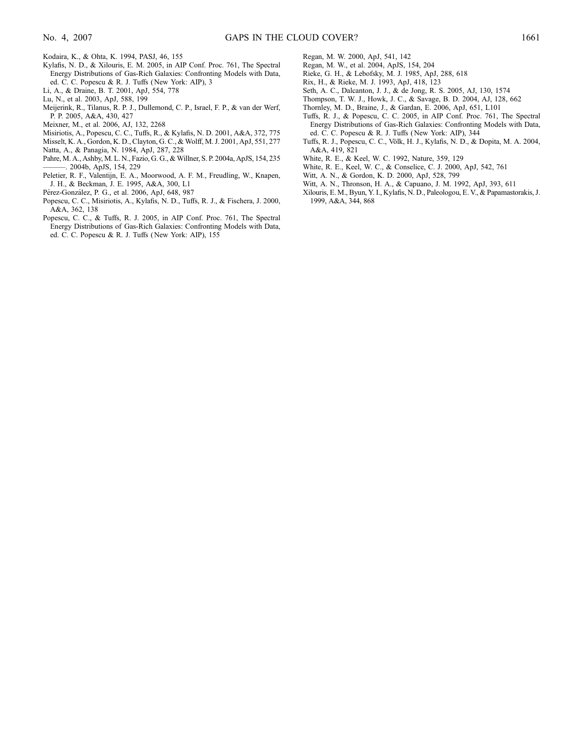Kodaira, K., & Ohta, K. 1994, PASJ, 46, 155

Kylafis, N. D., & Xilouris, E. M. 2005, in AIP Conf. Proc. 761, The Spectral Energy Distributions of Gas-Rich Galaxies: Confronting Models with Data, ed. C. C. Popescu & R. J. Tuffs (New York: AIP), 3

Li, A., & Draine, B. T. 2001, ApJ, 554, 778

Lu, N., et al. 2003, ApJ, 588, 199

Meijerink, R., Tilanus, R. P. J., Dullemond, C. P., Israel, F. P., & van der Werf, P. P. 2005, A&A, 430, 427

Meixner, M., et al. 2006, AJ, 132, 2268

Misiriotis, A., Popescu, C. C., Tuffs, R., & Kylafis, N. D. 2001, A&A, 372, 775

Misselt, K. A., Gordon, K. D., Clayton, G. C., & Wolff, M. J. 2001, ApJ, 551, 277

Natta, A., & Panagia, N. 1984, ApJ, 287, 228

Pahre, M. A., Ashby, M. L. N., Fazio, G. G., & Willner, S. P. 2004a, ApJS, 154, 235

———. 2004b, ApJS, 154, 229

Peletier, R. F., Valentijn, E. A., Moorwood, A. F. M., Freudling, W., Knapen, J. H., & Beckman, J. E. 1995, A&A, 300, L1

Pérez-González, P. G., et al. 2006, ApJ, 648, 987

Popescu, C. C., Misiriotis, A., Kylafis, N. D., Tuffs, R. J., & Fischera, J. 2000, A&A, 362, 138

Popescu, C. C., & Tuffs, R. J. 2005, in AIP Conf. Proc. 761, The Spectral Energy Distributions of Gas-Rich Galaxies: Confronting Models with Data, ed. C. C. Popescu & R. J. Tuffs (New York: AIP), 155

Regan, M. W. 2000, ApJ, 541, 142

Regan, M. W., et al. 2004, ApJS, 154, 204

Rieke, G. H., & Lebofsky, M. J. 1985, ApJ, 288, 618

Rix, H., & Rieke, M. J. 1993, ApJ, 418, 123

Seth, A. C., Dalcanton, J. J., & de Jong, R. S. 2005, AJ, 130, 1574

Thompson, T. W. J., Howk, J. C., & Savage, B. D. 2004, AJ, 128, 662

Thornley, M. D., Braine, J., & Gardan, E. 2006, ApJ, 651, L101

Tuffs, R. J., & Popescu, C. C. 2005, in AIP Conf. Proc. 761, The Spectral Energy Distributions of Gas-Rich Galaxies: Confronting Models with Data, ed. C. C. Popescu & R. J. Tuffs (New York: AIP), 344

Tuffs, R. J., Popescu, C. C., Völk, H. J., Kylafis, N. D., & Dopita, M. A. 2004, A&A, 419, 821

White, R. E., & Keel, W. C. 1992, Nature, 359, 129

White, R. E., Keel, W. C., & Conselice, C. J. 2000, ApJ, 542, 761

Witt, A. N., & Gordon, K. D. 2000, ApJ, 528, 799

Witt, A. N., Thronson, H. A., & Capuano, J. M. 1992, ApJ, 393, 611

Xilouris, E. M., Byun, Y. I., Kylafis, N. D., Paleologou, E. V., & Papamastorakis, J. 1999, A&A, 344, 868